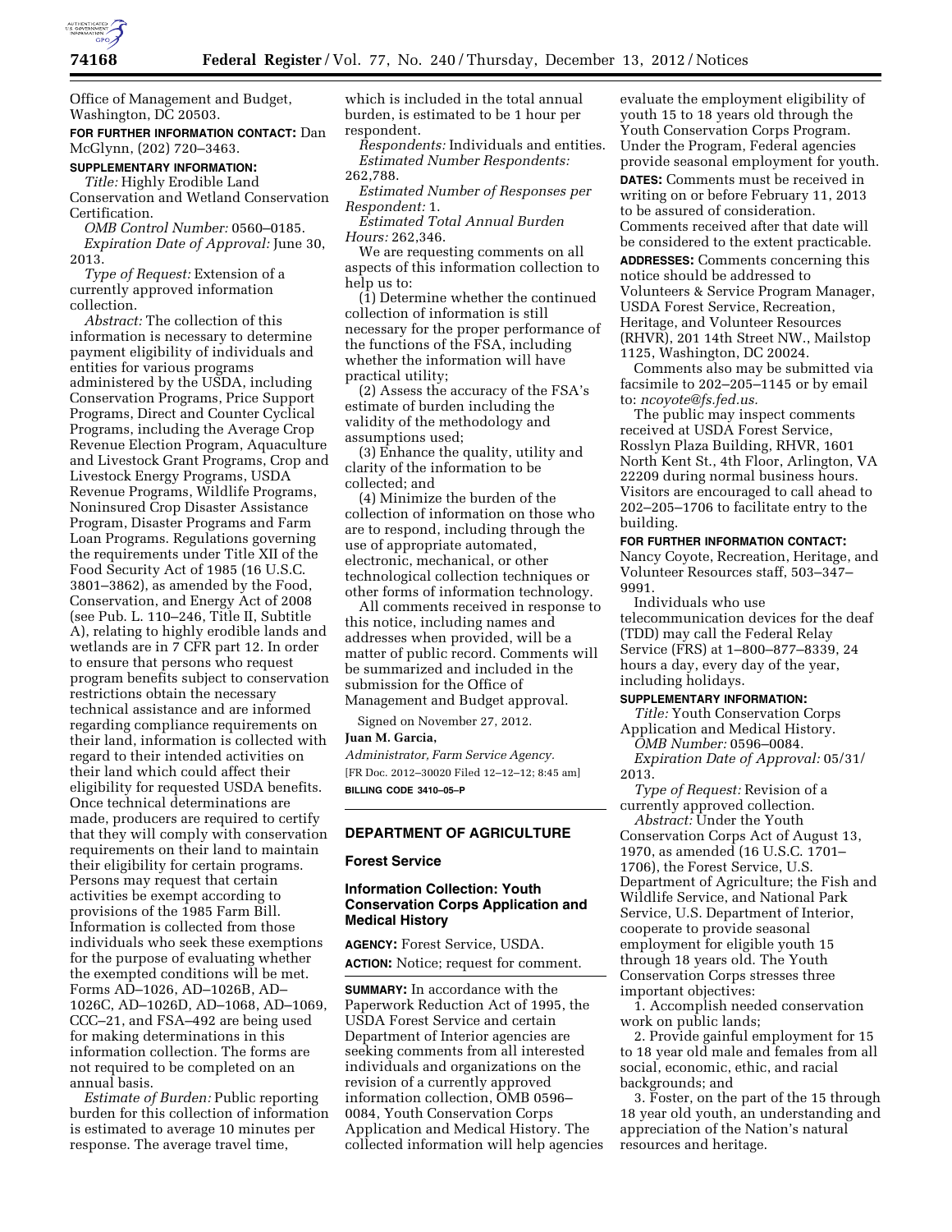Office of Management and Budget, Washington, DC 20503.

**FOR FURTHER INFORMATION CONTACT:** Dan McGlynn, (202) 720–3463.

**SUPPLEMENTARY INFORMATION:**

*Title:* Highly Erodible Land Conservation and Wetland Conservation Certification.

*OMB Control Number:* 0560–0185.

*Expiration Date of Approval:* June 30, 2013.

*Type of Request:* Extension of a currently approved information collection.

*Abstract:* The collection of this information is necessary to determine payment eligibility of individuals and entities for various programs administered by the USDA, including Conservation Programs, Price Support Programs, Direct and Counter Cyclical Programs, including the Average Crop Revenue Election Program, Aquaculture and Livestock Grant Programs, Crop and Livestock Energy Programs, USDA Revenue Programs, Wildlife Programs, Noninsured Crop Disaster Assistance Program, Disaster Programs and Farm Loan Programs. Regulations governing the requirements under Title XII of the Food Security Act of 1985 (16 U.S.C. 3801–3862), as amended by the Food, Conservation, and Energy Act of 2008 (see Pub. L. 110–246, Title II, Subtitle A), relating to highly erodible lands and wetlands are in 7 CFR part 12. In order to ensure that persons who request program benefits subject to conservation restrictions obtain the necessary technical assistance and are informed regarding compliance requirements on their land, information is collected with regard to their intended activities on their land which could affect their eligibility for requested USDA benefits. Once technical determinations are made, producers are required to certify that they will comply with conservation requirements on their land to maintain their eligibility for certain programs. Persons may request that certain activities be exempt according to provisions of the 1985 Farm Bill. Information is collected from those individuals who seek these exemptions for the purpose of evaluating whether the exempted conditions will be met. Forms AD–1026, AD–1026B, AD–1026C, AD–1026D, AD–1068, AD–1069, CCC–21, and FSA–492 are being used for making determinations in this information collection. The forms are not required to be completed on an annual basis.

*Estimate of Burden:* Public reporting burden for this collection of information is estimated to average 10 minutes per response. The average travel time, which is included in the total annual burden, is estimated to be 1 hour per respondent.

*Respondents:* Individuals and entities.

*Estimated Number Respondents:* 262,788.

*Estimated Number of Responses per Respondent:* 1.

*Estimated Total Annual Burden Hours:* 262,346.

We are requesting comments on all aspects of this information collection to help us to:

(1) Determine whether the continued collection of information is still necessary for the proper performance of the functions of the FSA, including whether the information will have practical utility;

(2) Assess the accuracy of the FSA's estimate of burden including the validity of the methodology and assumptions used;

(3) Enhance the quality, utility and clarity of the information to be collected; and

(4) Minimize the burden of the collection of information on those who are to respond, including through the use of appropriate automated, electronic, mechanical, or other technological collection techniques or other forms of information technology.

All comments received in response to this notice, including names and addresses when provided, will be a matter of public record. Comments will be summarized and included in the submission for the Office of Management and Budget approval.

Signed on November 27, 2012.

**Juan M. Garcia,**

*Administrator, Farm Service Agency.*

[FR Doc. 2012–30020 Filed 12–12–12; 8:45 am]

**BILLING CODE 3410–05–P**

## DEPARTMENT OF AGRICULTURE

### Forest Service

### Information Collection: Youth Conservation Corps Application and Medical History

**AGENCY:** Forest Service, USDA.

**ACTION:** Notice; request for comment.

**SUMMARY:** In accordance with the Paperwork Reduction Act of 1995, the USDA Forest Service and certain Department of Interior agencies are seeking comments from all interested individuals and organizations on the revision of a currently approved information collection, OMB 0596–0084, Youth Conservation Corps Application and Medical History. The collected information will help agencies evaluate the employment eligibility of youth 15 to 18 years old through the Youth Conservation Corps Program. Under the Program, Federal agencies provide seasonal employment for youth.

**DATES:** Comments must be received in writing on or before February 11, 2013 to be assured of consideration. Comments received after that date will be considered to the extent practicable.

**ADDRESSES:** Comments concerning this notice should be addressed to Volunteers & Service Program Manager, USDA Forest Service, Recreation, Heritage, and Volunteer Resources (RHVR), 201 14th Street NW., Mailstop 1125, Washington, DC 20024.

Comments also may be submitted via facsimile to 202–205–1145 or by email to: *ncoyote@fs.fed.us.*

The public may inspect comments received at USDA Forest Service, Rosslyn Plaza Building, RHVR, 1601 North Kent St., 4th Floor, Arlington, VA 22209 during normal business hours. Visitors are encouraged to call ahead to 202–205–1706 to facilitate entry to the building.

**FOR FURTHER INFORMATION CONTACT:** Nancy Coyote, Recreation, Heritage, and Volunteer Resources staff, 503–347–9991.

Individuals who use telecommunication devices for the deaf (TDD) may call the Federal Relay Service (FRS) at 1–800–877–8339, 24 hours a day, every day of the year, including holidays.

**SUPPLEMENTARY INFORMATION:**

*Title:* Youth Conservation Corps Application and Medical History.

*OMB Number:* 0596–0084.

*Expiration Date of Approval:* 05/31/2013.

*Type of Request:* Revision of a currently approved collection.

*Abstract:* Under the Youth Conservation Corps Act of August 13, 1970, as amended (16 U.S.C. 1701–1706), the Forest Service, U.S. Department of Agriculture; the Fish and Wildlife Service, and National Park Service, U.S. Department of Interior, cooperate to provide seasonal employment for eligible youth 15 through 18 years old. The Youth Conservation Corps stresses three important objectives:

1. Accomplish needed conservation work on public lands;

2. Provide gainful employment for 15 to 18 year old male and females from all social, economic, ethic, and racial backgrounds; and

3. Foster, on the part of the 15 through 18 year old youth, an understanding and appreciation of the Nation's natural resources and heritage.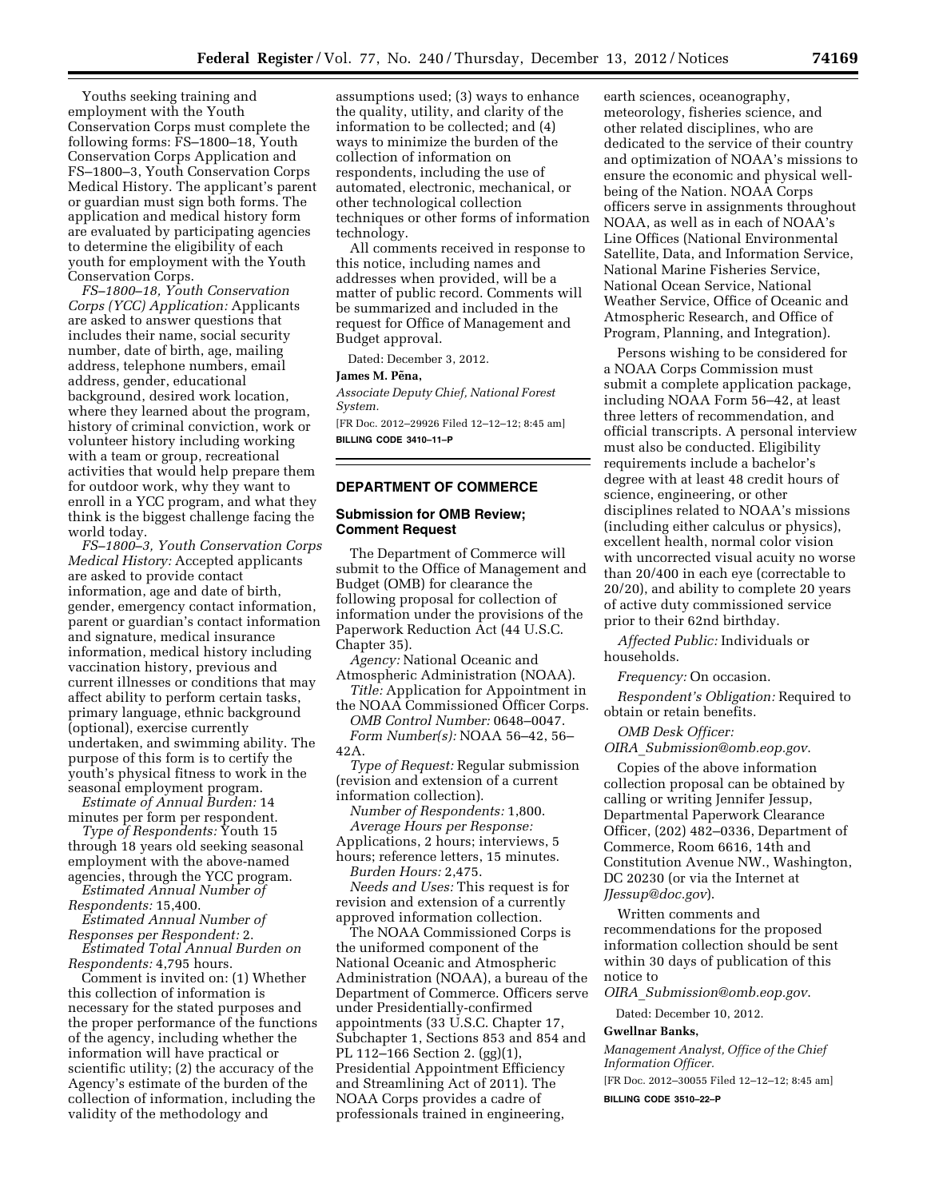Youths seeking training and employment with the Youth Conservation Corps must complete the following forms: FS–1800–18, Youth Conservation Corps Application and FS–1800–3, Youth Conservation Corps Medical History. The applicant's parent or guardian must sign both forms. The application and medical history form are evaluated by participating agencies to determine the eligibility of each youth for employment with the Youth Conservation Corps.

*FS–1800–18, Youth Conservation Corps (YCC) Application:* Applicants are asked to answer questions that includes their name, social security number, date of birth, age, mailing address, telephone numbers, email address, gender, educational background, desired work location, where they learned about the program, history of criminal conviction, work or volunteer history including working with a team or group, recreational activities that would help prepare them for outdoor work, why they want to enroll in a YCC program, and what they think is the biggest challenge facing the world today.

*FS–1800–3, Youth Conservation Corps Medical History:* Accepted applicants are asked to provide contact information, age and date of birth, gender, emergency contact information, parent or guardian's contact information and signature, medical insurance information, medical history including vaccination history, previous and current illnesses or conditions that may affect ability to perform certain tasks, primary language, ethnic background (optional), exercise currently undertaken, and swimming ability. The purpose of this form is to certify the youth's physical fitness to work in the seasonal employment program.

*Estimate of Annual Burden:* 14 minutes per form per respondent.

*Type of Respondents:* Youth 15 through 18 years old seeking seasonal employment with the above-named agencies, through the YCC program.

*Estimated Annual Number of Respondents:* 15,400.

*Estimated Annual Number of Responses per Respondent:* 2.

*Estimated Total Annual Burden on Respondents:* 4,795 hours.

Comment is invited on: (1) Whether this collection of information is necessary for the stated purposes and the proper performance of the functions of the agency, including whether the information will have practical or scientific utility; (2) the accuracy of the Agency's estimate of the burden of the collection of information, including the validity of the methodology and assumptions used; (3) ways to enhance the quality, utility, and clarity of the information to be collected; and (4) ways to minimize the burden of the collection of information on respondents, including the use of automated, electronic, mechanical, or other technological collection techniques or other forms of information technology.

All comments received in response to this notice, including names and addresses when provided, will be a matter of public record. Comments will be summarized and included in the request for Office of Management and Budget approval.

Dated: December 3, 2012.

**James M. Pěna,**

*Associate Deputy Chief, National Forest System.*

[FR Doc. 2012–29926 Filed 12–12–12; 8:45 am]

**BILLING CODE 3410–11–P**

## DEPARTMENT OF COMMERCE

### Submission for OMB Review; Comment Request

The Department of Commerce will submit to the Office of Management and Budget (OMB) for clearance the following proposal for collection of information under the provisions of the Paperwork Reduction Act (44 U.S.C. Chapter 35).

*Agency:* National Oceanic and Atmospheric Administration (NOAA).

*Title:* Application for Appointment in the NOAA Commissioned Officer Corps.

*OMB Control Number:* 0648–0047.

*Form Number(s):* NOAA 56–42, 56–42A.

*Type of Request:* Regular submission (revision and extension of a current information collection).

*Number of Respondents:* 1,800.

*Average Hours per Response:* Applications, 2 hours; interviews, 5 hours; reference letters, 15 minutes.

*Burden Hours:* 2,475.

*Needs and Uses:* This request is for revision and extension of a currently approved information collection.

The NOAA Commissioned Corps is the uniformed component of the National Oceanic and Atmospheric Administration (NOAA), a bureau of the Department of Commerce. Officers serve under Presidentially-confirmed appointments (33 U.S.C. Chapter 17, Subchapter 1, Sections 853 and 854 and PL 112–166 Section 2. (gg)(1), Presidential Appointment Efficiency and Streamlining Act of 2011). The NOAA Corps provides a cadre of professionals trained in engineering, earth sciences, oceanography, meteorology, fisheries science, and other related disciplines, who are dedicated to the service of their country and optimization of NOAA's missions to ensure the economic and physical well-being of the Nation. NOAA Corps officers serve in assignments throughout NOAA, as well as in each of NOAA's Line Offices (National Environmental Satellite, Data, and Information Service, National Marine Fisheries Service, National Ocean Service, National Weather Service, Office of Oceanic and Atmospheric Research, and Office of Program, Planning, and Integration).

Persons wishing to be considered for a NOAA Corps Commission must submit a complete application package, including NOAA Form 56–42, at least three letters of recommendation, and official transcripts. A personal interview must also be conducted. Eligibility requirements include a bachelor's degree with at least 48 credit hours of science, engineering, or other disciplines related to NOAA's missions (including either calculus or physics), excellent health, normal color vision with uncorrected visual acuity no worse than 20/400 in each eye (correctable to 20/20), and ability to complete 20 years of active duty commissioned service prior to their 62nd birthday.

*Affected Public:* Individuals or households.

*Frequency:* On occasion.

*Respondent's Obligation:* Required to obtain or retain benefits.

*OMB Desk Officer:* *OIRA_Submission@omb.eop.gov*.

Copies of the above information collection proposal can be obtained by calling or writing Jennifer Jessup, Departmental Paperwork Clearance Officer, (202) 482–0336, Department of Commerce, Room 6616, 14th and Constitution Avenue NW., Washington, DC 20230 (or via the Internet at *JJessup@doc.gov*).

Written comments and recommendations for the proposed information collection should be sent within 30 days of publication of this notice to *OIRA_Submission@omb.eop.gov*.

Dated: December 10, 2012.

**Gwellnar Banks,**

*Management Analyst, Office of the Chief Information Officer.*

[FR Doc. 2012–30055 Filed 12–12–12; 8:45 am]

**BILLING CODE 3510–22–P**